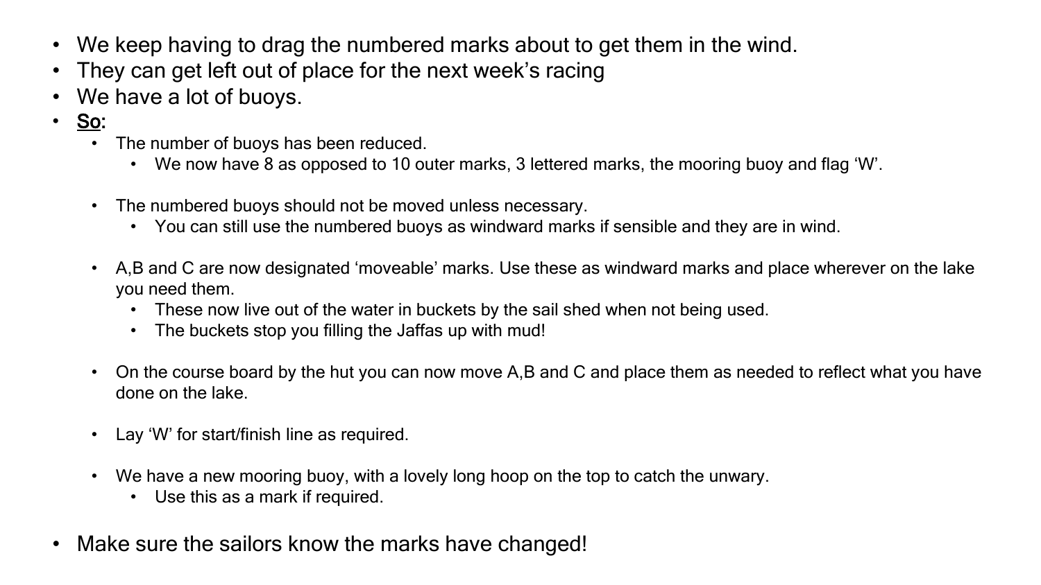- We keep having to drag the numbered marks about to get them in the wind.
- They can get left out of place for the next week's racing
- We have a lot of buoys.
- <u>**So**</u>:
  - The number of buoys has been reduced.
    - We now have 8 as opposed to 10 outer marks, 3 lettered marks, the mooring buoy and flag 'W'.
  - The numbered buoys should not be moved unless necessary.
    - You can still use the numbered buoys as windward marks if sensible and they are in wind.
  - A,B and C are now designated 'moveable' marks. Use these as windward marks and place wherever on the lake you need them.
    - These now live out of the water in buckets by the sail shed when not being used.
    - The buckets stop you filling the Jaffas up with mud!
  - On the course board by the hut you can now move A,B and C and place them as needed to reflect what you have done on the lake.
  - Lay 'W' for start/finish line as required.
  - We have a new mooring buoy, with a lovely long hoop on the top to catch the unwary.
    - Use this as a mark if required.
- Make sure the sailors know the marks have changed!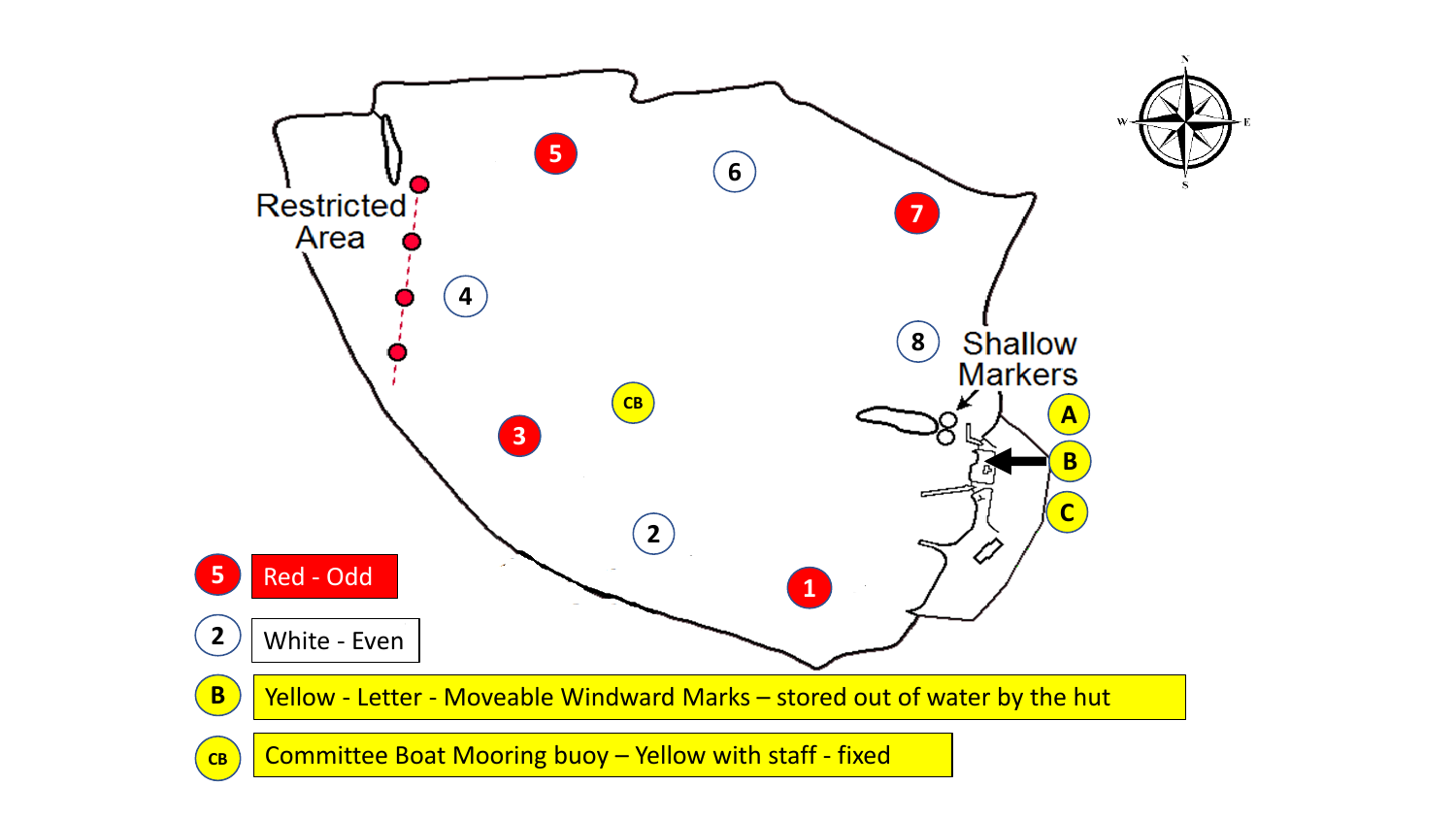Restricted Area

5

6

7

4

8

Shallow Markers

A

B

C

CB

3

2

1

5 Red - Odd

2 White - Even

B Yellow - Letter - Moveable Windward Marks – stored out of water by the hut

CB Committee Boat Mooring buoy – Yellow with staff - fixed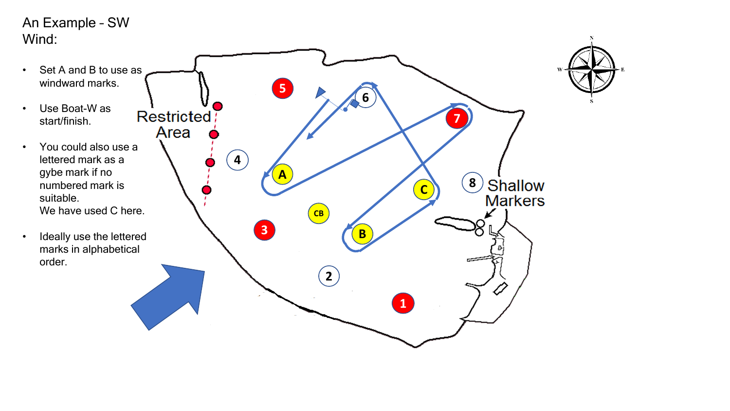# An Example - SW Wind:

- Set A and B to use as windward marks.
- Use Boat-W as start/finish.
- You could also use a lettered mark as a gybe mark if no numbered mark is suitable. We have used C here.
- Ideally use the lettered marks in alphabetical order.

Restricted Area

Shallow Markers

5

6

7

4

A

8

C

CB

3

B

2

1

N

W

E

S